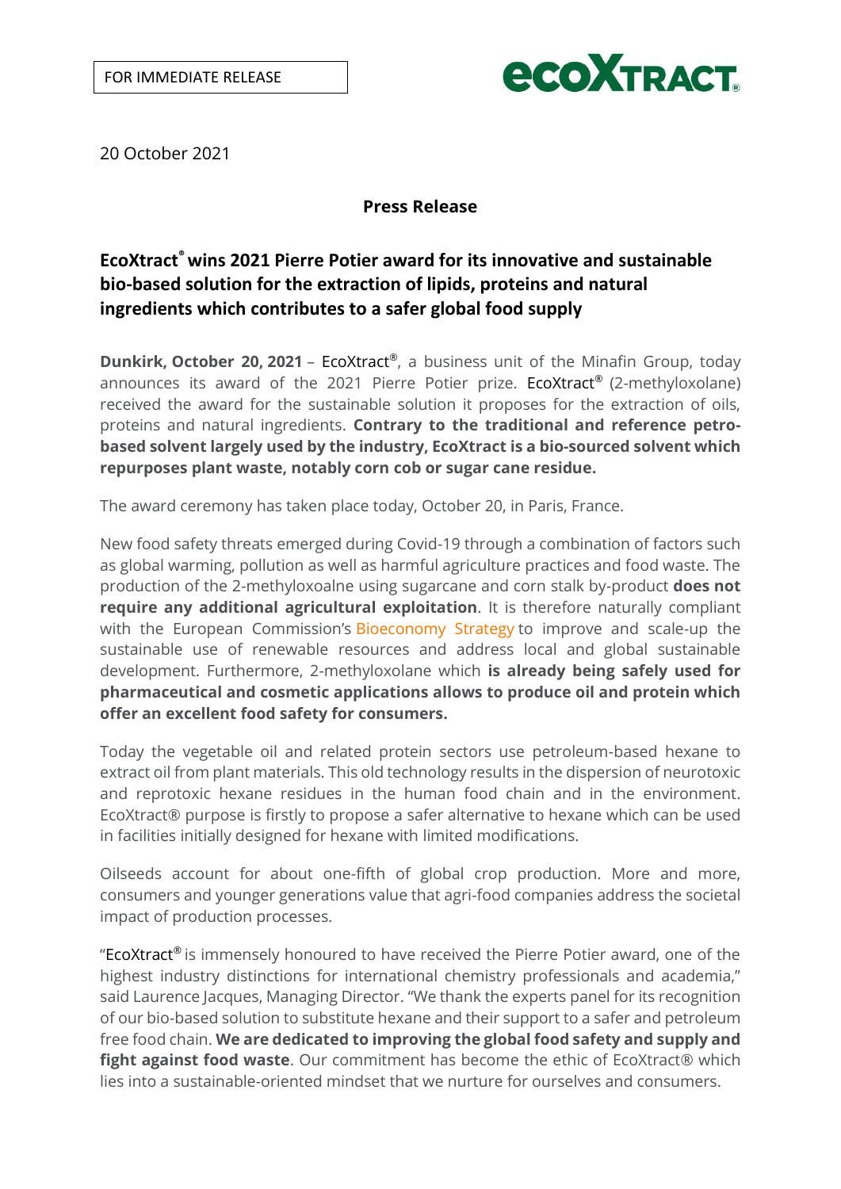FOR IMMEDIATE RELEASE

ecoXtract®

20 October 2021

**Press Release**

## EcoXtract® wins 2021 Pierre Potier award for its innovative and sustainable bio-based solution for the extraction of lipids, proteins and natural ingredients which contributes to a safer global food supply

**Dunkirk, October 20, 2021** – EcoXtract®, a business unit of the Minafin Group, today announces its award of the 2021 Pierre Potier prize. EcoXtract® (2-methyloxolane) received the award for the sustainable solution it proposes for the extraction of oils, proteins and natural ingredients. **Contrary to the traditional and reference petro-based solvent largely used by the industry, EcoXtract is a bio-sourced solvent which repurposes plant waste, notably corn cob or sugar cane residue.**

The award ceremony has taken place today, October 20, in Paris, France.

New food safety threats emerged during Covid-19 through a combination of factors such as global warming, pollution as well as harmful agriculture practices and food waste. The production of the 2-methyloxoalne using sugarcane and corn stalk by-product **does not require any additional agricultural exploitation**. It is therefore naturally compliant with the European Commission's Bioeconomy Strategy to improve and scale-up the sustainable use of renewable resources and address local and global sustainable development. Furthermore, 2-methyloxolane which **is already being safely used for pharmaceutical and cosmetic applications allows to produce oil and protein which offer an excellent food safety for consumers.**

Today the vegetable oil and related protein sectors use petroleum-based hexane to extract oil from plant materials. This old technology results in the dispersion of neurotoxic and reprotoxic hexane residues in the human food chain and in the environment. EcoXtract® purpose is firstly to propose a safer alternative to hexane which can be used in facilities initially designed for hexane with limited modifications.

Oilseeds account for about one-fifth of global crop production. More and more, consumers and younger generations value that agri-food companies address the societal impact of production processes.

"EcoXtract® is immensely honoured to have received the Pierre Potier award, one of the highest industry distinctions for international chemistry professionals and academia," said Laurence Jacques, Managing Director. "We thank the experts panel for its recognition of our bio-based solution to substitute hexane and their support to a safer and petroleum free food chain. **We are dedicated to improving the global food safety and supply and fight against food waste**. Our commitment has become the ethic of EcoXtract® which lies into a sustainable-oriented mindset that we nurture for ourselves and consumers.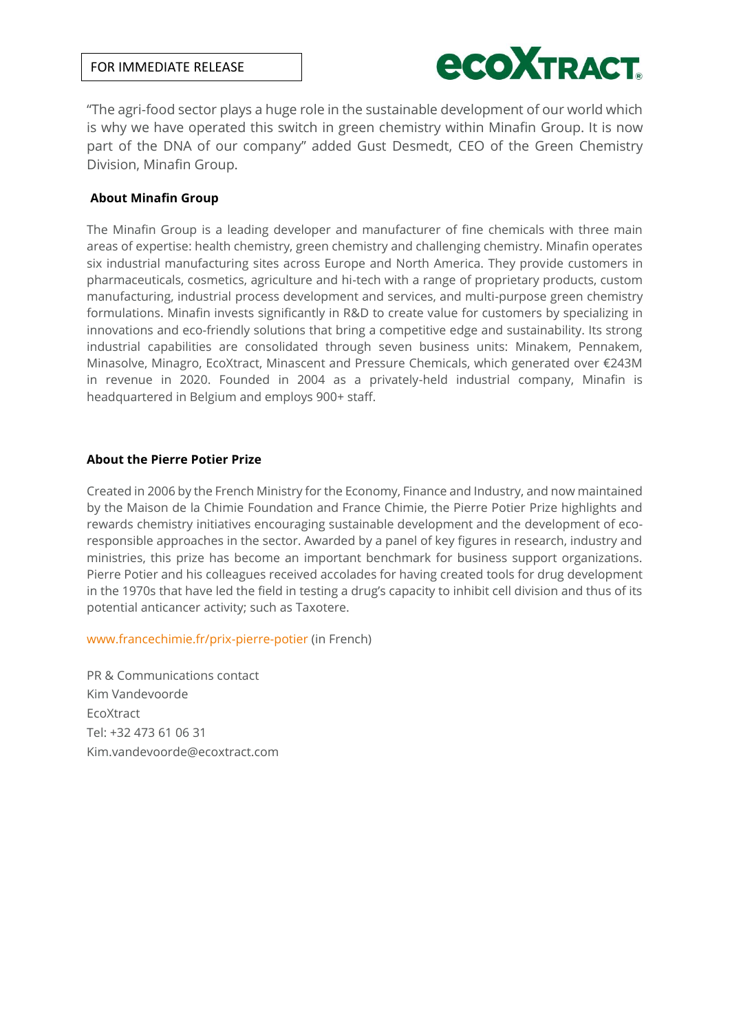FOR IMMEDIATE RELEASE

ecoXtract

"The agri-food sector plays a huge role in the sustainable development of our world which is why we have operated this switch in green chemistry within Minafin Group. It is now part of the DNA of our company" added Gust Desmedt, CEO of the Green Chemistry Division, Minafin Group.

**About Minafin Group**

The Minafin Group is a leading developer and manufacturer of fine chemicals with three main areas of expertise: health chemistry, green chemistry and challenging chemistry. Minafin operates six industrial manufacturing sites across Europe and North America. They provide customers in pharmaceuticals, cosmetics, agriculture and hi-tech with a range of proprietary products, custom manufacturing, industrial process development and services, and multi-purpose green chemistry formulations. Minafin invests significantly in R&D to create value for customers by specializing in innovations and eco-friendly solutions that bring a competitive edge and sustainability. Its strong industrial capabilities are consolidated through seven business units: Minakem, Pennakem, Minasolve, Minagro, EcoXtract, Minascent and Pressure Chemicals, which generated over €243M in revenue in 2020. Founded in 2004 as a privately-held industrial company, Minafin is headquartered in Belgium and employs 900+ staff.

**About the Pierre Potier Prize**

Created in 2006 by the French Ministry for the Economy, Finance and Industry, and now maintained by the Maison de la Chimie Foundation and France Chimie, the Pierre Potier Prize highlights and rewards chemistry initiatives encouraging sustainable development and the development of eco-responsible approaches in the sector. Awarded by a panel of key figures in research, industry and ministries, this prize has become an important benchmark for business support organizations. Pierre Potier and his colleagues received accolades for having created tools for drug development in the 1970s that have led the field in testing a drug's capacity to inhibit cell division and thus of its potential anticancer activity; such as Taxotere.

www.francechimie.fr/prix-pierre-potier (in French)

PR & Communications contact
Kim Vandevoorde
EcoXtract
Tel: +32 473 61 06 31
Kim.vandevoorde@ecoxtract.com